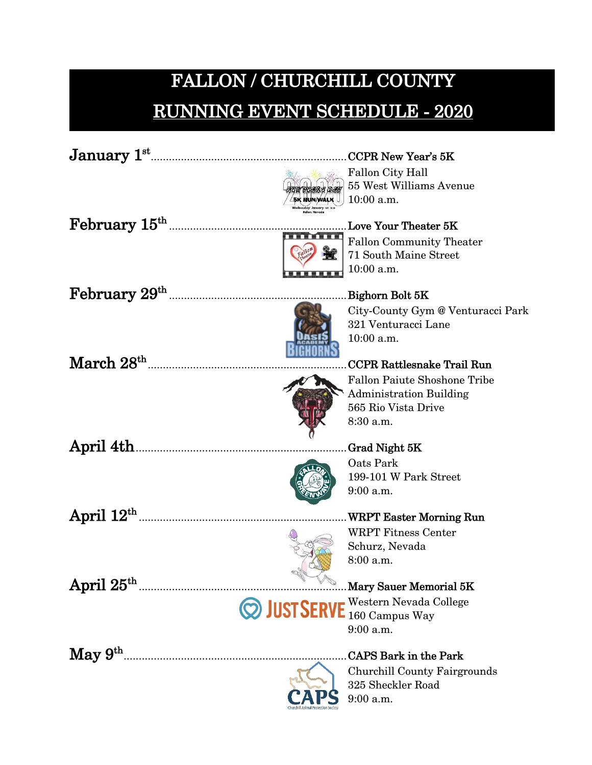# FALLON / CHURCHILL COUNTY

# RUNNING EVENT SCHEDULE - 2020

**January 1st** ........................................ **CCPR New Year's 5K**
Fallon City Hall
55 West Williams Avenue
10:00 a.m.

**February 15th** ........................................ **Love Your Theater 5K**
Fallon Community Theater
71 South Maine Street
10:00 a.m.

**February 29th** ........................................ **Bighorn Bolt 5K**
City-County Gym @ Venturacci Park
321 Venturacci Lane
10:00 a.m.

**March 28th** ........................................ **CCPR Rattlesnake Trail Run**
Fallon Paiute Shoshone Tribe
Administration Building
565 Rio Vista Drive
8:30 a.m.

**April 4th** ........................................ **Grad Night 5K**
Oats Park
199-101 W Park Street
9:00 a.m.

**April 12th** ........................................ **WRPT Easter Morning Run**
WRPT Fitness Center
Schurz, Nevada
8:00 a.m.

**April 25th** ........................................ **Mary Sauer Memorial 5K**
Western Nevada College
160 Campus Way
9:00 a.m.

**May 9th** ........................................ **CAPS Bark in the Park**
Churchill County Fairgrounds
325 Sheckler Road
9:00 a.m.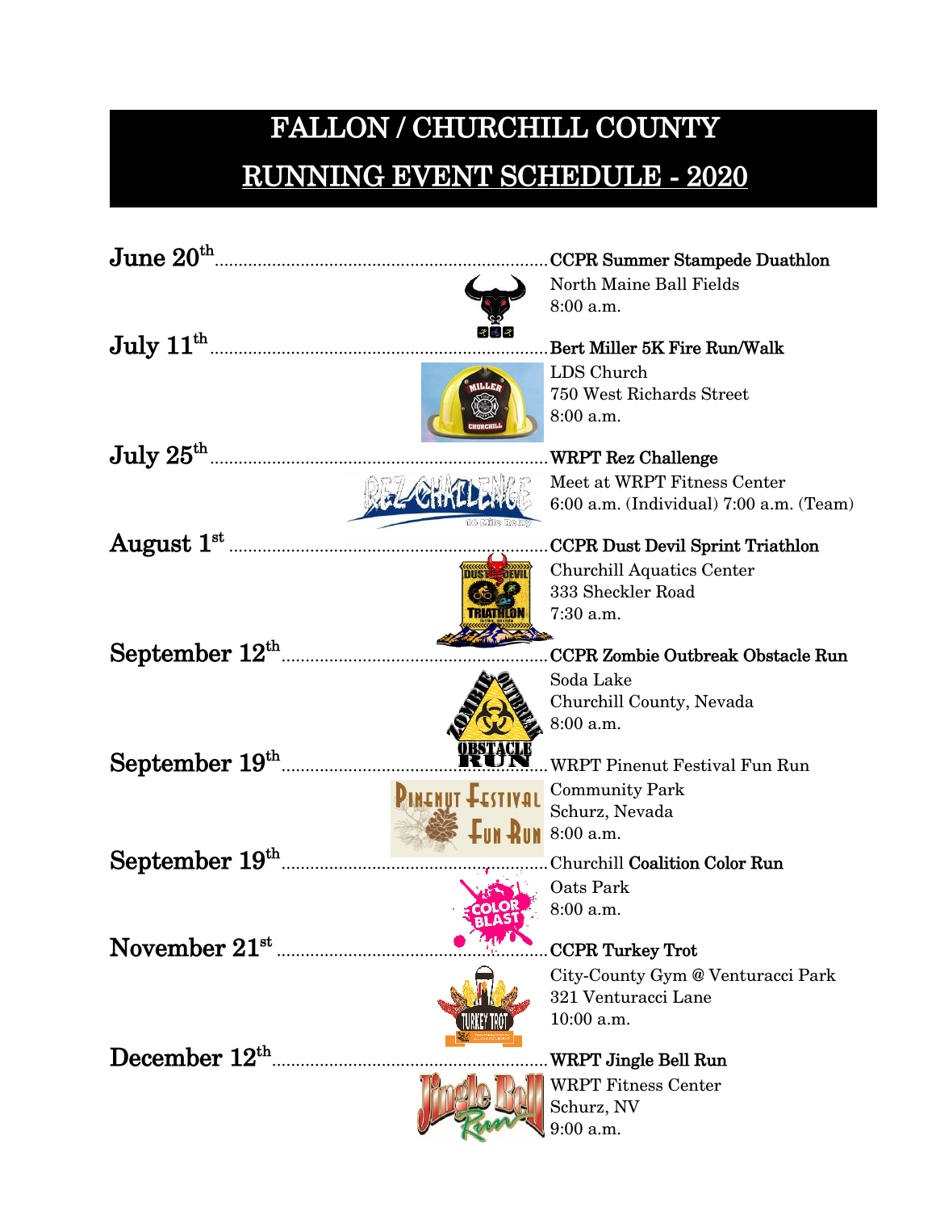# FALLON / CHURCHILL COUNTY

# RUNNING EVENT SCHEDULE - 2020

**June 20th** ........ **CCPR Summer Stampede Duathlon**
North Maine Ball Fields
8:00 a.m.

**July 11th** ........ **Bert Miller 5K Fire Run/Walk**
LDS Church
750 West Richards Street
8:00 a.m.

**July 25th** ........ **WRPT Rez Challenge**
Meet at WRPT Fitness Center
6:00 a.m. (Individual) 7:00 a.m. (Team)

**August 1st** ........ **CCPR Dust Devil Sprint Triathlon**
Churchill Aquatics Center
333 Sheckler Road
7:30 a.m.

**September 12th** ........ **CCPR Zombie Outbreak Obstacle Run**
Soda Lake
Churchill County, Nevada
8:00 a.m.

**September 19th** ........ WRPT Pinenut Festival Fun Run
Community Park
Schurz, Nevada
8:00 a.m.

**September 19th** ........ Churchill **Coalition Color Run**
Oats Park
8:00 a.m.

**November 21st** ........ **CCPR Turkey Trot**
City-County Gym @ Venturacci Park
321 Venturacci Lane
10:00 a.m.

**December 12th** ........ **WRPT Jingle Bell Run**
WRPT Fitness Center
Schurz, NV
9:00 a.m.